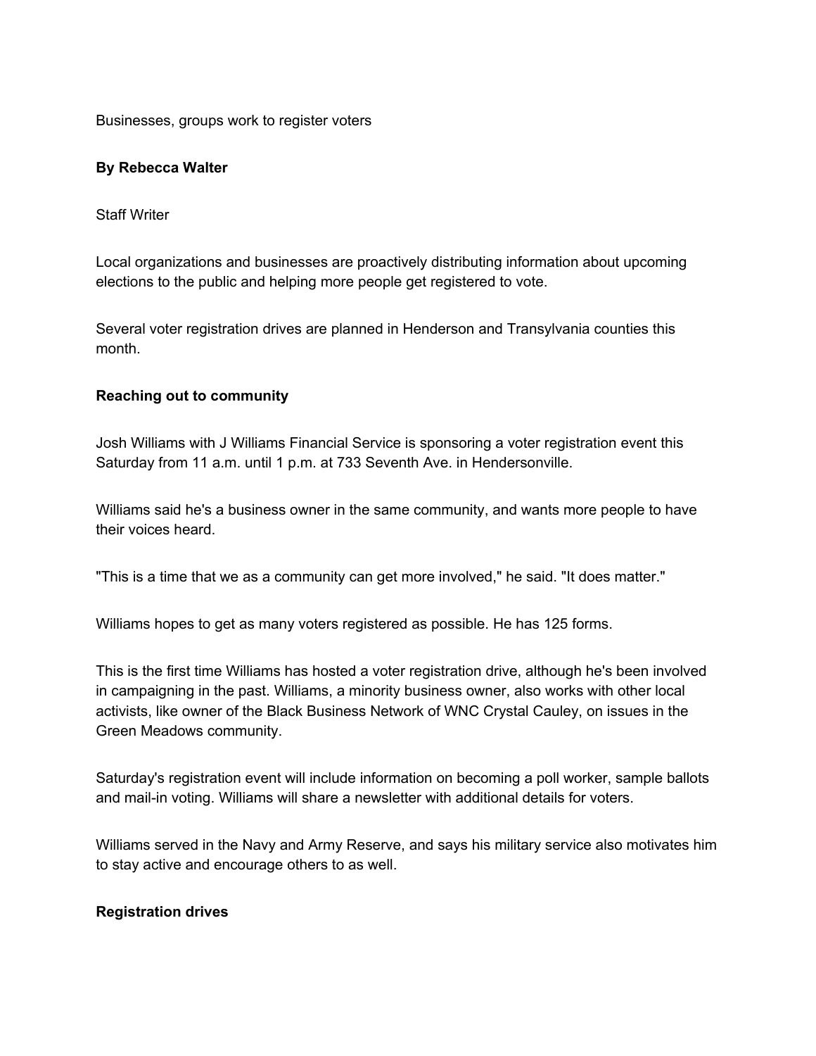# Businesses, groups work to register voters

**By Rebecca Walter**

Staff Writer

Local organizations and businesses are proactively distributing information about upcoming elections to the public and helping more people get registered to vote.

Several voter registration drives are planned in Henderson and Transylvania counties this month.

## Reaching out to community

Josh Williams with J Williams Financial Service is sponsoring a voter registration event this Saturday from 11 a.m. until 1 p.m. at 733 Seventh Ave. in Hendersonville.

Williams said he's a business owner in the same community, and wants more people to have their voices heard.

"This is a time that we as a community can get more involved," he said. "It does matter."

Williams hopes to get as many voters registered as possible. He has 125 forms.

This is the first time Williams has hosted a voter registration drive, although he's been involved in campaigning in the past. Williams, a minority business owner, also works with other local activists, like owner of the Black Business Network of WNC Crystal Cauley, on issues in the Green Meadows community.

Saturday's registration event will include information on becoming a poll worker, sample ballots and mail-in voting. Williams will share a newsletter with additional details for voters.

Williams served in the Navy and Army Reserve, and says his military service also motivates him to stay active and encourage others to as well.

## Registration drives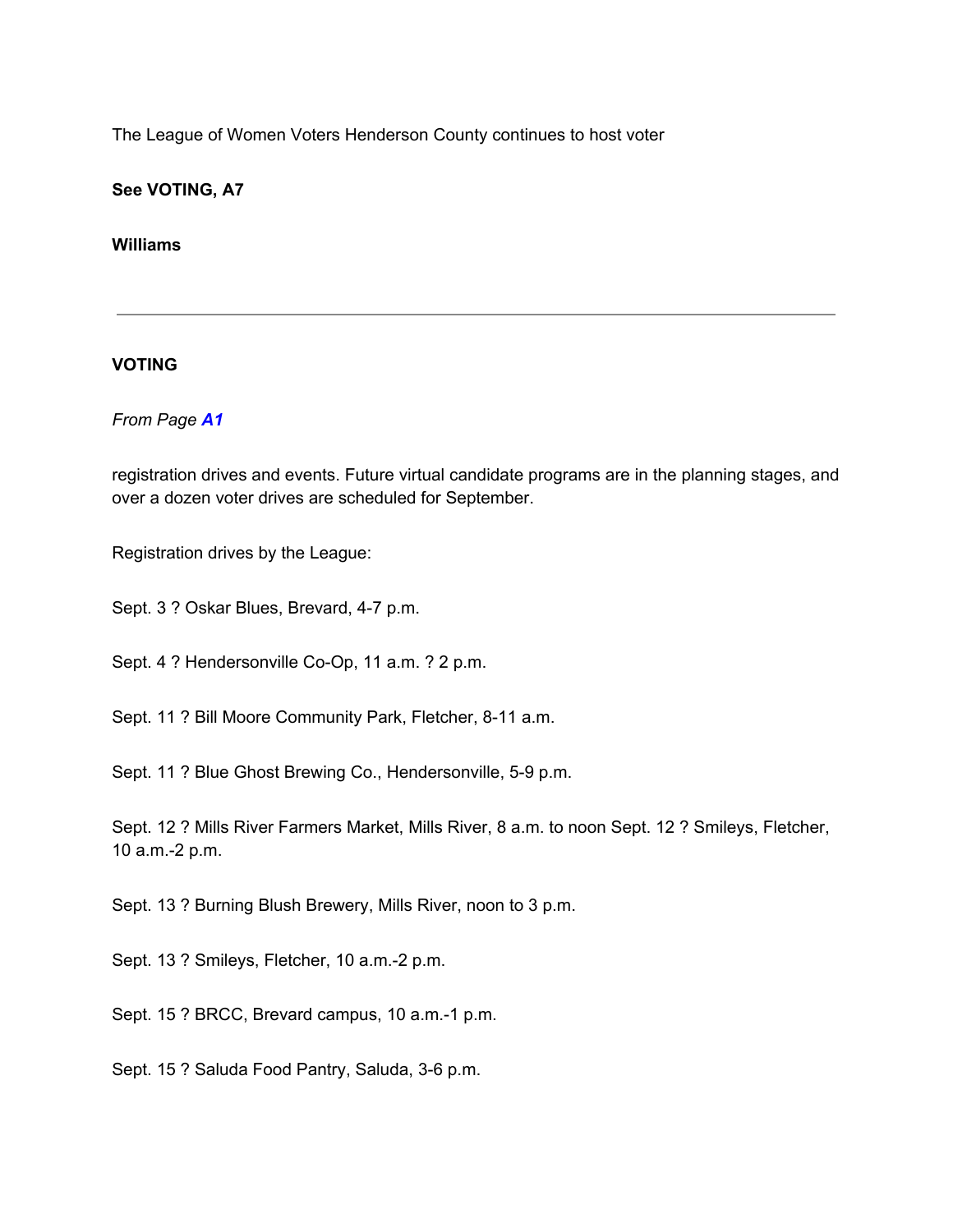The League of Women Voters Henderson County continues to host voter

**See VOTING, A7**

**Williams**

---

**VOTING**

*From Page **A1***

registration drives and events. Future virtual candidate programs are in the planning stages, and over a dozen voter drives are scheduled for September.

Registration drives by the League:

Sept. 3 ? Oskar Blues, Brevard, 4-7 p.m.

Sept. 4 ? Hendersonville Co-Op, 11 a.m. ? 2 p.m.

Sept. 11 ? Bill Moore Community Park, Fletcher, 8-11 a.m.

Sept. 11 ? Blue Ghost Brewing Co., Hendersonville, 5-9 p.m.

Sept. 12 ? Mills River Farmers Market, Mills River, 8 a.m. to noon Sept. 12 ? Smileys, Fletcher, 10 a.m.-2 p.m.

Sept. 13 ? Burning Blush Brewery, Mills River, noon to 3 p.m.

Sept. 13 ? Smileys, Fletcher, 10 a.m.-2 p.m.

Sept. 15 ? BRCC, Brevard campus, 10 a.m.-1 p.m.

Sept. 15 ? Saluda Food Pantry, Saluda, 3-6 p.m.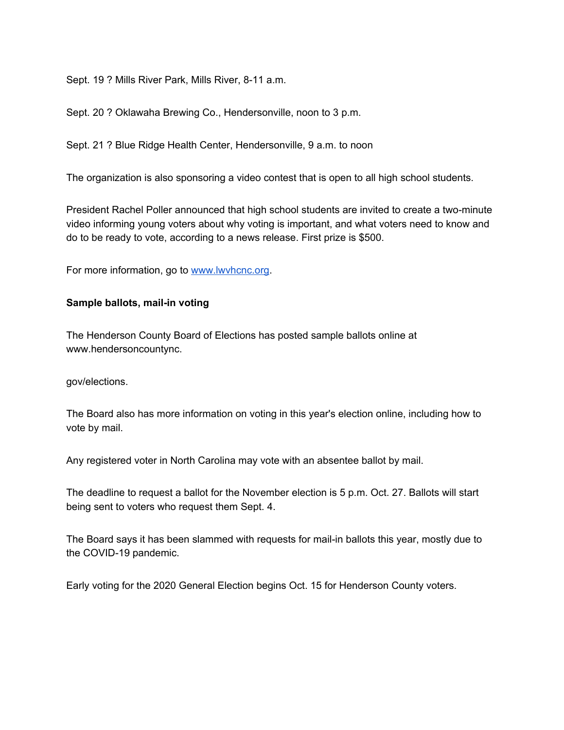Sept. 19 ? Mills River Park, Mills River, 8-11 a.m.

Sept. 20 ? Oklawaha Brewing Co., Hendersonville, noon to 3 p.m.

Sept. 21 ? Blue Ridge Health Center, Hendersonville, 9 a.m. to noon

The organization is also sponsoring a video contest that is open to all high school students.

President Rachel Poller announced that high school students are invited to create a two-minute video informing young voters about why voting is important, and what voters need to know and do to be ready to vote, according to a news release. First prize is $500.

For more information, go to [www.lwvhcnc.org](http://www.lwvhcnc.org).

**Sample ballots, mail-in voting**

The Henderson County Board of Elections has posted sample ballots online at www.hendersoncountync.

gov/elections.

The Board also has more information on voting in this year's election online, including how to vote by mail.

Any registered voter in North Carolina may vote with an absentee ballot by mail.

The deadline to request a ballot for the November election is 5 p.m. Oct. 27. Ballots will start being sent to voters who request them Sept. 4.

The Board says it has been slammed with requests for mail-in ballots this year, mostly due to the COVID-19 pandemic.

Early voting for the 2020 General Election begins Oct. 15 for Henderson County voters.